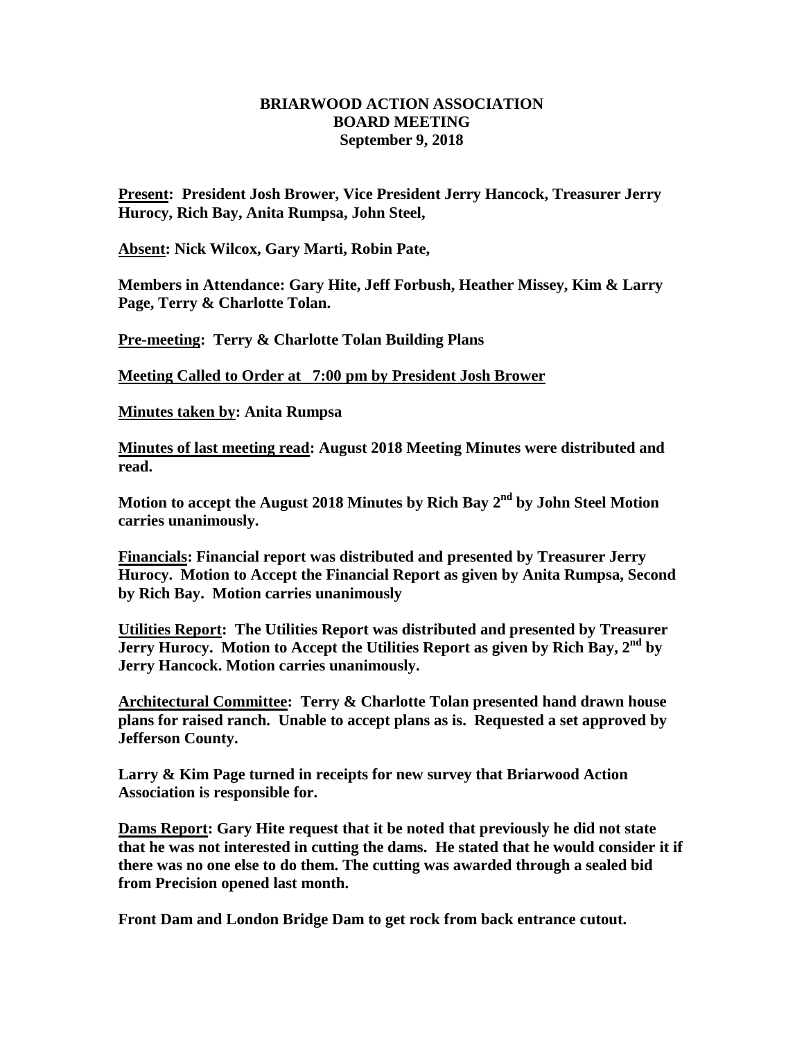**BRIARWOOD ACTION ASSOCIATION**
**BOARD MEETING**
**September 9, 2018**

**Present: President Josh Brower, Vice President Jerry Hancock, Treasurer Jerry Hurocy, Rich Bay, Anita Rumpsa, John Steel,**

**Absent: Nick Wilcox, Gary Marti, Robin Pate,**

**Members in Attendance: Gary Hite, Jeff Forbush, Heather Missey, Kim & Larry Page, Terry & Charlotte Tolan.**

**Pre-meeting: Terry & Charlotte Tolan Building Plans**

**Meeting Called to Order at 7:00 pm by President Josh Brower**

**Minutes taken by: Anita Rumpsa**

**Minutes of last meeting read: August 2018 Meeting Minutes were distributed and read.**

**Motion to accept the August 2018 Minutes by Rich Bay 2nd by John Steel Motion carries unanimously.**

**Financials: Financial report was distributed and presented by Treasurer Jerry Hurocy. Motion to Accept the Financial Report as given by Anita Rumpsa, Second by Rich Bay. Motion carries unanimously**

**Utilities Report: The Utilities Report was distributed and presented by Treasurer Jerry Hurocy. Motion to Accept the Utilities Report as given by Rich Bay, 2nd by Jerry Hancock. Motion carries unanimously.**

**Architectural Committee: Terry & Charlotte Tolan presented hand drawn house plans for raised ranch. Unable to accept plans as is. Requested a set approved by Jefferson County.**

**Larry & Kim Page turned in receipts for new survey that Briarwood Action Association is responsible for.**

**Dams Report: Gary Hite request that it be noted that previously he did not state that he was not interested in cutting the dams. He stated that he would consider it if there was no one else to do them. The cutting was awarded through a sealed bid from Precision opened last month.**

**Front Dam and London Bridge Dam to get rock from back entrance cutout.**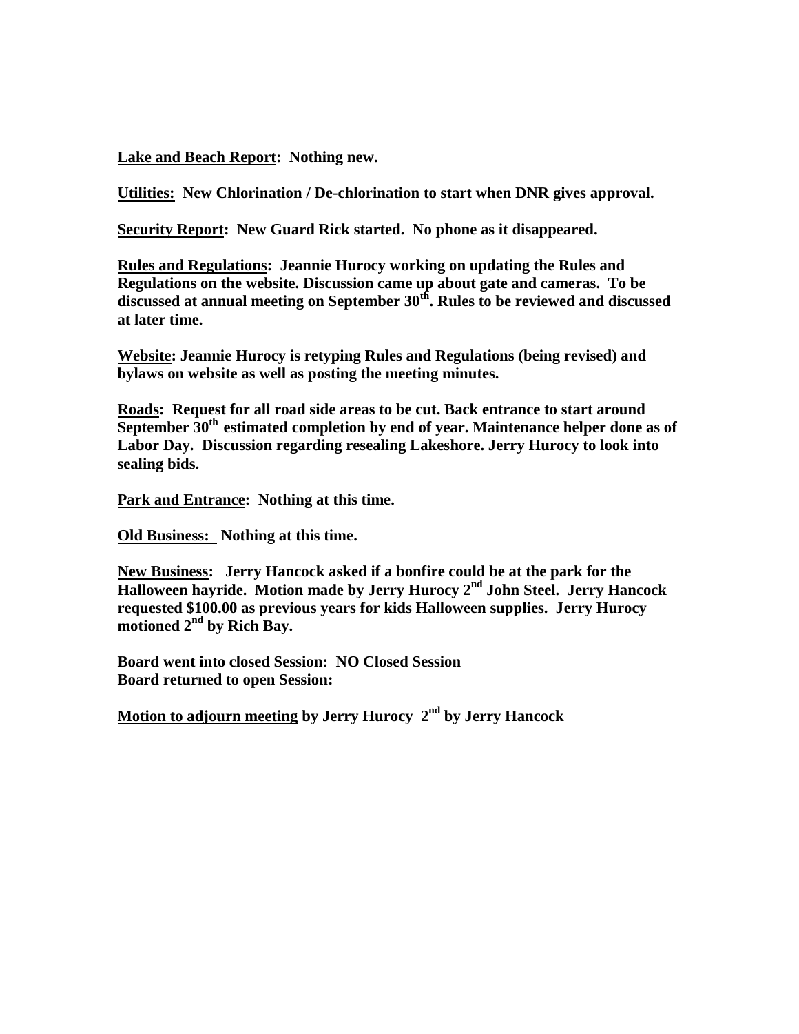**<u>Lake and Beach Report</u>: Nothing new.**

**<u>Utilities:</u> New Chlorination / De-chlorination to start when DNR gives approval.**

**<u>Security Report</u>: New Guard Rick started. No phone as it disappeared.**

**<u>Rules and Regulations</u>: Jeannie Hurocy working on updating the Rules and Regulations on the website. Discussion came up about gate and cameras. To be discussed at annual meeting on September 30th. Rules to be reviewed and discussed at later time.**

**<u>Website</u>: Jeannie Hurocy is retyping Rules and Regulations (being revised) and bylaws on website as well as posting the meeting minutes.**

**<u>Roads</u>: Request for all road side areas to be cut. Back entrance to start around September 30th estimated completion by end of year. Maintenance helper done as of Labor Day. Discussion regarding resealing Lakeshore. Jerry Hurocy to look into sealing bids.**

**<u>Park and Entrance</u>: Nothing at this time.**

**<u>Old Business:</u> Nothing at this time.**

**<u>New Business</u>: Jerry Hancock asked if a bonfire could be at the park for the Halloween hayride. Motion made by Jerry Hurocy 2nd John Steel. Jerry Hancock requested $100.00 as previous years for kids Halloween supplies. Jerry Hurocy motioned 2nd by Rich Bay.**

**Board went into closed Session: NO Closed Session**
**Board returned to open Session:**

**<u>Motion to adjourn meeting</u> by Jerry Hurocy 2nd by Jerry Hancock**